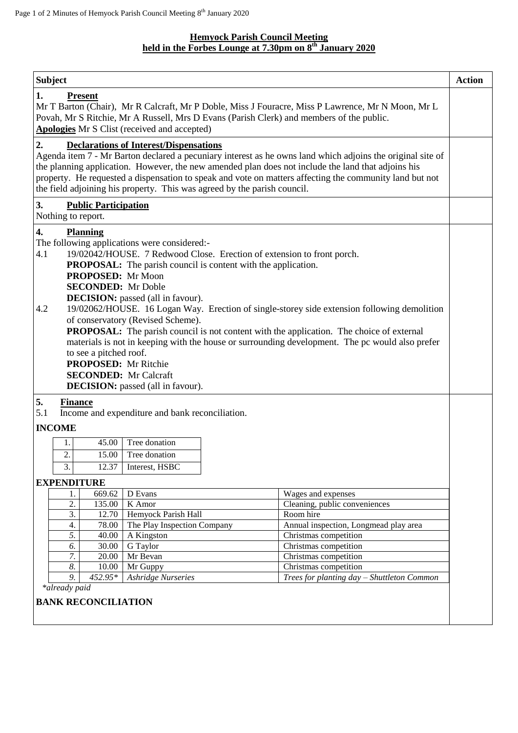# Hemyock Parish Council Meeting
## held in the Forbes Lounge at 7.30pm on 8th January 2020

| Subject | Action |
|---|---|
| **1. Present** | |

Mr T Barton (Chair), Mr R Calcraft, Mr P Doble, Miss J Fouracre, Miss P Lawrence, Mr N Moon, Mr L Povah, Mr S Ritchie, Mr A Russell, Mrs D Evans (Parish Clerk) and members of the public.
**Apologies** Mr S Clist (received and accepted)

**2. Declarations of Interest/Dispensations**

Agenda item 7 - Mr Barton declared a pecuniary interest as he owns land which adjoins the original site of the planning application. However, the new amended plan does not include the land that adjoins his property. He requested a dispensation to speak and vote on matters affecting the community land but not the field adjoining his property. This was agreed by the parish council.

**3. Public Participation**

Nothing to report.

**4. Planning**

The following applications were considered:-

4.1 19/02042/HOUSE. 7 Redwood Close. Erection of extension to front porch.
**PROPOSAL:** The parish council is content with the application.
**PROPOSED:** Mr Moon
**SECONDED:** Mr Doble
**DECISION:** passed (all in favour).

4.2 19/02062/HOUSE. 16 Logan Way. Erection of single-storey side extension following demolition of conservatory (Revised Scheme).
**PROPOSAL:** The parish council is not content with the application. The choice of external materials is not in keeping with the house or surrounding development. The pc would also prefer to see a pitched roof.
**PROPOSED:** Mr Ritchie
**SECONDED:** Mr Calcraft
**DECISION:** passed (all in favour).

**5. Finance**

5.1 Income and expenditure and bank reconciliation.

**INCOME**

| | | |
|---|---|---|
| 1. | 45.00 | Tree donation |
| 2. | 15.00 | Tree donation |
| 3. | 12.37 | Interest, HSBC |

**EXPENDITURE**

| | | | |
|---|---|---|---|
| 1. | 669.62 | D Evans | Wages and expenses |
| 2. | 135.00 | K Amor | Cleaning, public conveniences |
| 3. | 12.70 | Hemyock Parish Hall | Room hire |
| 4. | 78.00 | The Play Inspection Company | Annual inspection, Longmead play area |
| *5.* | 40.00 | A Kingston | Christmas competition |
| *6.* | 30.00 | G Taylor | Christmas competition |
| *7.* | 20.00 | Mr Bevan | Christmas competition |
| *8.* | 10.00 | Mr Guppy | Christmas competition |
| *9.* | *452.95** | *Ashridge Nurseries* | *Trees for planting day – Shuttleton Common* |

*\*already paid*

**BANK RECONCILIATION**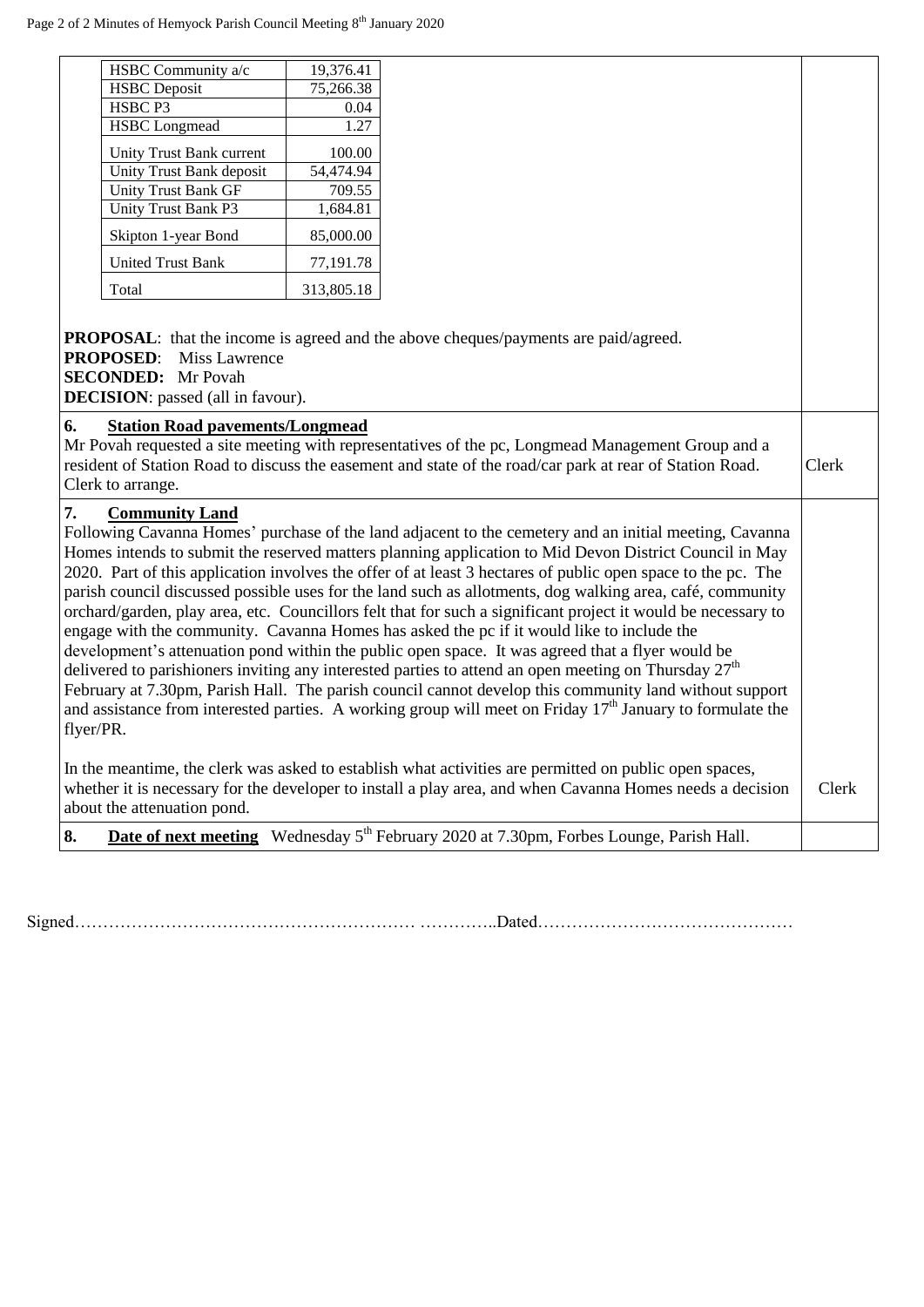| | |
|---|---|
| HSBC Community a/c | 19,376.41 |
| HSBC Deposit | 75,266.38 |
| HSBC P3 | 0.04 |
| HSBC Longmead | 1.27 |
| Unity Trust Bank current | 100.00 |
| Unity Trust Bank deposit | 54,474.94 |
| Unity Trust Bank GF | 709.55 |
| Unity Trust Bank P3 | 1,684.81 |
| Skipton 1-year Bond | 85,000.00 |
| United Trust Bank | 77,191.78 |
| Total | 313,805.18 |

**PROPOSAL**: that the income is agreed and the above cheques/payments are paid/agreed.
**PROPOSED**: Miss Lawrence
**SECONDED:** Mr Povah
**DECISION**: passed (all in favour).

**6. Station Road pavements/Longmead**

Mr Povah requested a site meeting with representatives of the pc, Longmead Management Group and a resident of Station Road to discuss the easement and state of the road/car park at rear of Station Road. Clerk to arrange. — Clerk

**7. Community Land**

Following Cavanna Homes' purchase of the land adjacent to the cemetery and an initial meeting, Cavanna Homes intends to submit the reserved matters planning application to Mid Devon District Council in May 2020. Part of this application involves the offer of at least 3 hectares of public open space to the pc. The parish council discussed possible uses for the land such as allotments, dog walking area, café, community orchard/garden, play area, etc. Councillors felt that for such a significant project it would be necessary to engage with the community. Cavanna Homes has asked the pc if it would like to include the development's attenuation pond within the public open space. It was agreed that a flyer would be delivered to parishioners inviting any interested parties to attend an open meeting on Thursday 27th February at 7.30pm, Parish Hall. The parish council cannot develop this community land without support and assistance from interested parties. A working group will meet on Friday 17th January to formulate the flyer/PR.

In the meantime, the clerk was asked to establish what activities are permitted on public open spaces, whether it is necessary for the developer to install a play area, and when Cavanna Homes needs a decision about the attenuation pond. — Clerk

**8. Date of next meeting** Wednesday 5th February 2020 at 7.30pm, Forbes Lounge, Parish Hall.

Signed…………………………………………………… …………..Dated………………………………………